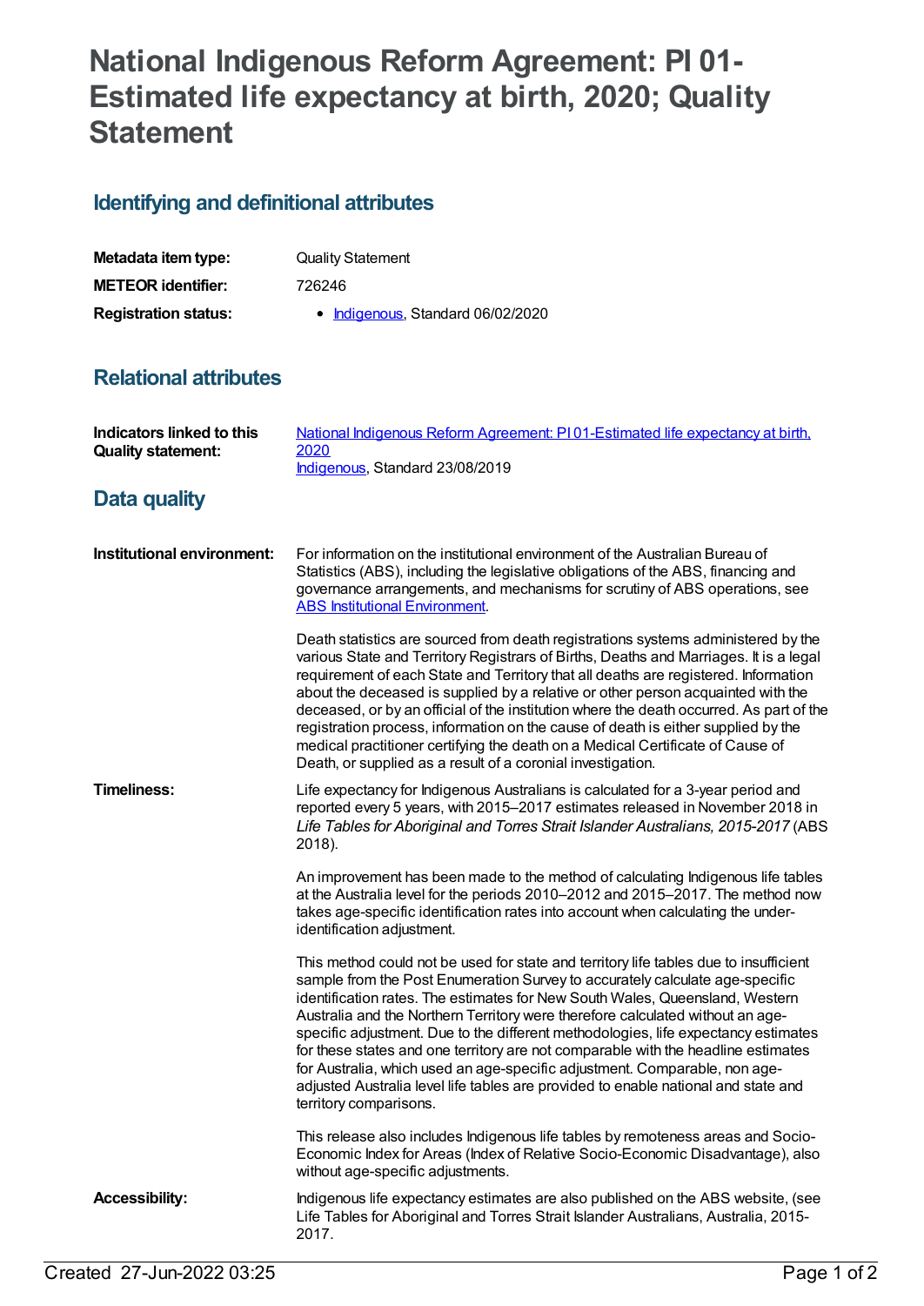# National Indigenous Reform Agreement: PI 01-Estimated life expectancy at birth, 2020; Quality Statement

## Identifying and definitional attributes

| | |
|---|---|
| **Metadata item type:** | Quality Statement |
| **METEOR identifier:** | 726246 |
| **Registration status:** | • Indigenous, Standard 06/02/2020 |

## Relational attributes

| | |
|---|---|
| **Indicators linked to this Quality statement:** | National Indigenous Reform Agreement: PI 01-Estimated life expectancy at birth, 2020<br>Indigenous, Standard 23/08/2019 |

## Data quality

**Institutional environment:**

For information on the institutional environment of the Australian Bureau of Statistics (ABS), including the legislative obligations of the ABS, financing and governance arrangements, and mechanisms for scrutiny of ABS operations, see ABS Institutional Environment.

Death statistics are sourced from death registrations systems administered by the various State and Territory Registrars of Births, Deaths and Marriages. It is a legal requirement of each State and Territory that all deaths are registered. Information about the deceased is supplied by a relative or other person acquainted with the deceased, or by an official of the institution where the death occurred. As part of the registration process, information on the cause of death is either supplied by the medical practitioner certifying the death on a Medical Certificate of Cause of Death, or supplied as a result of a coronial investigation.

**Timeliness:**

Life expectancy for Indigenous Australians is calculated for a 3-year period and reported every 5 years, with 2015–2017 estimates released in November 2018 in *Life Tables for Aboriginal and Torres Strait Islander Australians, 2015-2017* (ABS 2018).

An improvement has been made to the method of calculating Indigenous life tables at the Australia level for the periods 2010–2012 and 2015–2017. The method now takes age-specific identification rates into account when calculating the under-identification adjustment.

This method could not be used for state and territory life tables due to insufficient sample from the Post Enumeration Survey to accurately calculate age-specific identification rates. The estimates for New South Wales, Queensland, Western Australia and the Northern Territory were therefore calculated without an age-specific adjustment. Due to the different methodologies, life expectancy estimates for these states and one territory are not comparable with the headline estimates for Australia, which used an age-specific adjustment. Comparable, non age-adjusted Australia level life tables are provided to enable national and state and territory comparisons.

This release also includes Indigenous life tables by remoteness areas and Socio-Economic Index for Areas (Index of Relative Socio-Economic Disadvantage), also without age-specific adjustments.

**Accessibility:**

Indigenous life expectancy estimates are also published on the ABS website, (see Life Tables for Aboriginal and Torres Strait Islander Australians, Australia, 2015-2017.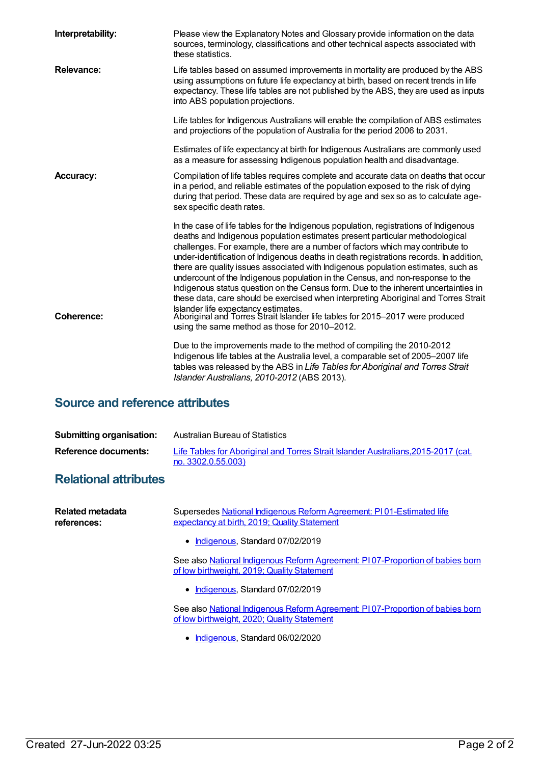**Interpretability:** Please view the Explanatory Notes and Glossary provide information on the data sources, terminology, classifications and other technical aspects associated with these statistics.

**Relevance:** Life tables based on assumed improvements in mortality are produced by the ABS using assumptions on future life expectancy at birth, based on recent trends in life expectancy. These life tables are not published by the ABS, they are used as inputs into ABS population projections.

Life tables for Indigenous Australians will enable the compilation of ABS estimates and projections of the population of Australia for the period 2006 to 2031.

Estimates of life expectancy at birth for Indigenous Australians are commonly used as a measure for assessing Indigenous population health and disadvantage.

**Accuracy:** Compilation of life tables requires complete and accurate data on deaths that occur in a period, and reliable estimates of the population exposed to the risk of dying during that period. These data are required by age and sex so as to calculate age-sex specific death rates.

In the case of life tables for the Indigenous population, registrations of Indigenous deaths and Indigenous population estimates present particular methodological challenges. For example, there are a number of factors which may contribute to under-identification of Indigenous deaths in death registrations records. In addition, there are quality issues associated with Indigenous population estimates, such as undercount of the Indigenous population in the Census, and non-response to the Indigenous status question on the Census form. Due to the inherent uncertainties in these data, care should be exercised when interpreting Aboriginal and Torres Strait Islander life expectancy estimates.

**Coherence:** Aboriginal and Torres Strait Islander life tables for 2015–2017 were produced using the same method as those for 2010–2012.

Due to the improvements made to the method of compiling the 2010-2012 Indigenous life tables at the Australia level, a comparable set of 2005–2007 life tables was released by the ABS in *Life Tables for Aboriginal and Torres Strait Islander Australians, 2010-2012* (ABS 2013).

## Source and reference attributes

**Submitting organisation:** Australian Bureau of Statistics

**Reference documents:** Life Tables for Aboriginal and Torres Strait Islander Australians,2015-2017 (cat. no. 3302.0.55.003)

## Relational attributes

**Related metadata references:**

Supersedes National Indigenous Reform Agreement: PI 01-Estimated life expectancy at birth, 2019; Quality Statement

- Indigenous, Standard 07/02/2019

See also National Indigenous Reform Agreement: PI 07-Proportion of babies born of low birthweight, 2019; Quality Statement

- Indigenous, Standard 07/02/2019

See also National Indigenous Reform Agreement: PI 07-Proportion of babies born of low birthweight, 2020; Quality Statement

- Indigenous, Standard 06/02/2020